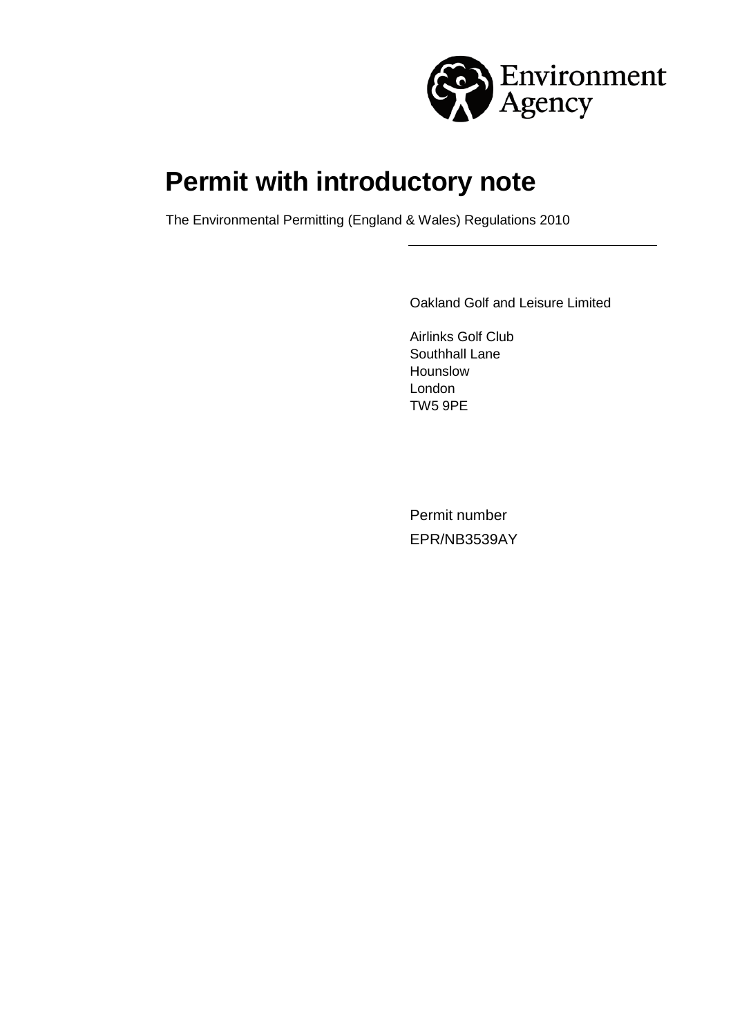Environment Agency

# Permit with introductory note

The Environmental Permitting (England & Wales) Regulations 2010

Oakland Golf and Leisure Limited

Airlinks Golf Club
Southhall Lane
Hounslow
London
TW5 9PE

Permit number
EPR/NB3539AY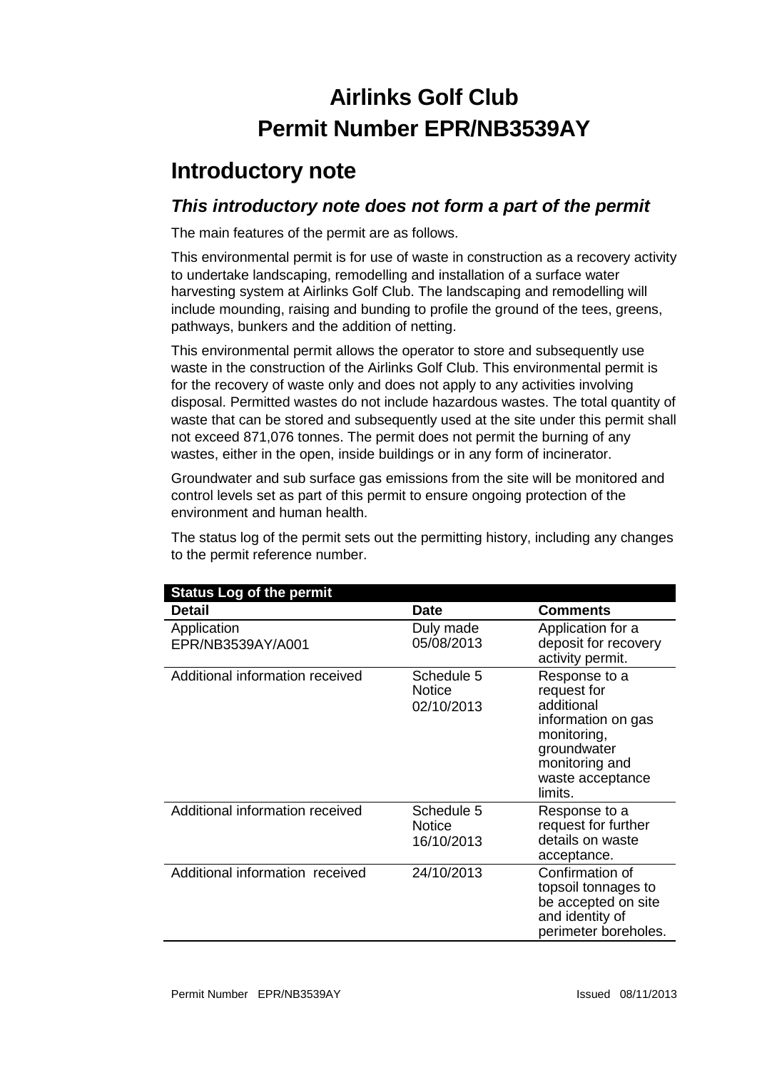# Airlinks Golf Club
# Permit Number EPR/NB3539AY

## Introductory note

### *This introductory note does not form a part of the permit*

The main features of the permit are as follows.

This environmental permit is for use of waste in construction as a recovery activity to undertake landscaping, remodelling and installation of a surface water harvesting system at Airlinks Golf Club. The landscaping and remodelling will include mounding, raising and bunding to profile the ground of the tees, greens, pathways, bunkers and the addition of netting.

This environmental permit allows the operator to store and subsequently use waste in the construction of the Airlinks Golf Club. This environmental permit is for the recovery of waste only and does not apply to any activities involving disposal. Permitted wastes do not include hazardous wastes. The total quantity of waste that can be stored and subsequently used at the site under this permit shall not exceed 871,076 tonnes. The permit does not permit the burning of any wastes, either in the open, inside buildings or in any form of incinerator.

Groundwater and sub surface gas emissions from the site will be monitored and control levels set as part of this permit to ensure ongoing protection of the environment and human health.

The status log of the permit sets out the permitting history, including any changes to the permit reference number.

| Status Log of the permit | | |
|---|---|---|
| **Detail** | **Date** | **Comments** |
| Application EPR/NB3539AY/A001 | Duly made 05/08/2013 | Application for a deposit for recovery activity permit. |
| Additional information received | Schedule 5 Notice 02/10/2013 | Response to a request for additional information on gas monitoring, groundwater monitoring and waste acceptance limits. |
| Additional information received | Schedule 5 Notice 16/10/2013 | Response to a request for further details on waste acceptance. |
| Additional information received | 24/10/2013 | Confirmation of topsoil tonnages to be accepted on site and identity of perimeter boreholes. |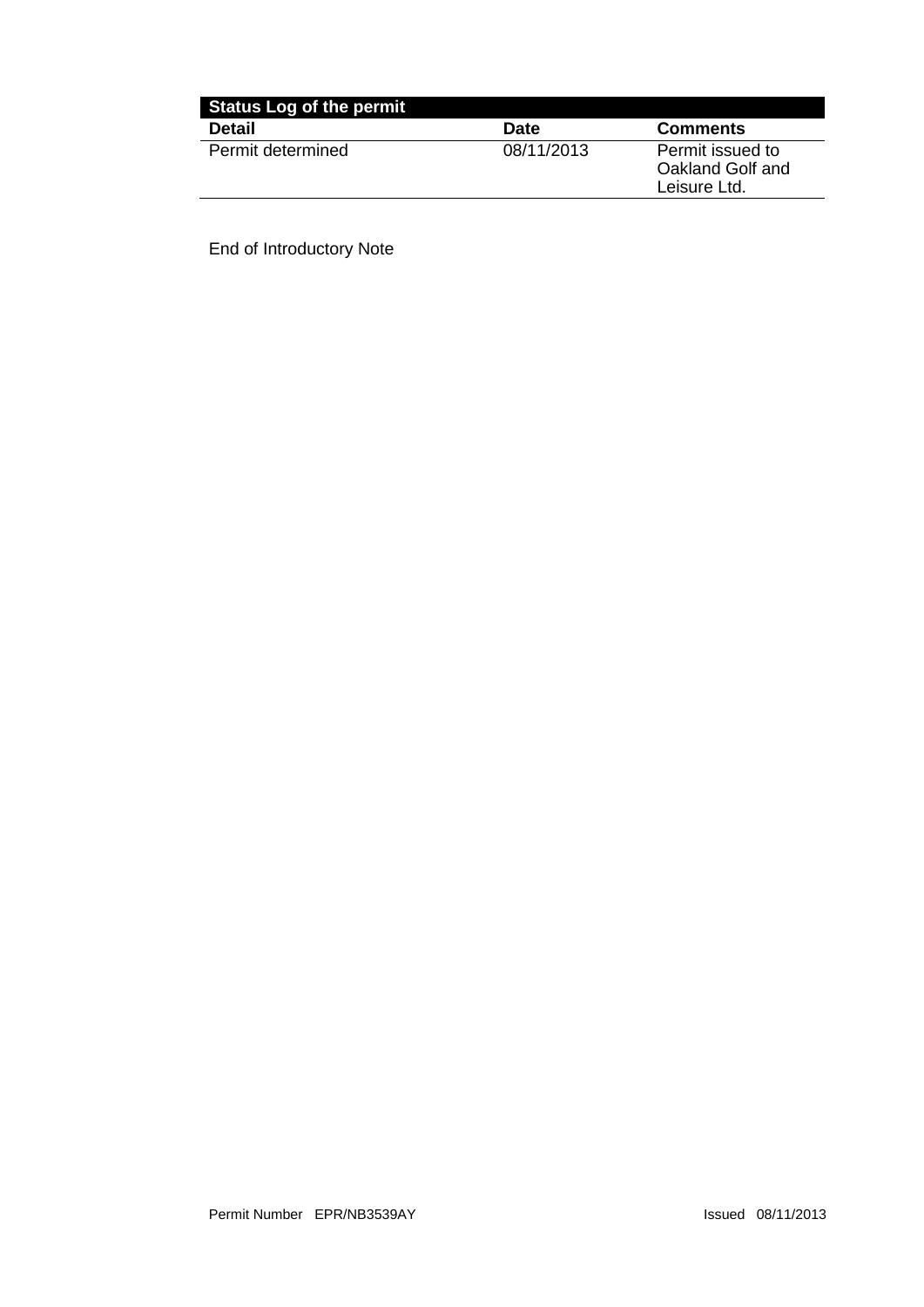| Status Log of the permit | | |
|---|---|---|
| **Detail** | **Date** | **Comments** |
| Permit determined | 08/11/2013 | Permit issued to Oakland Golf and Leisure Ltd. |

End of Introductory Note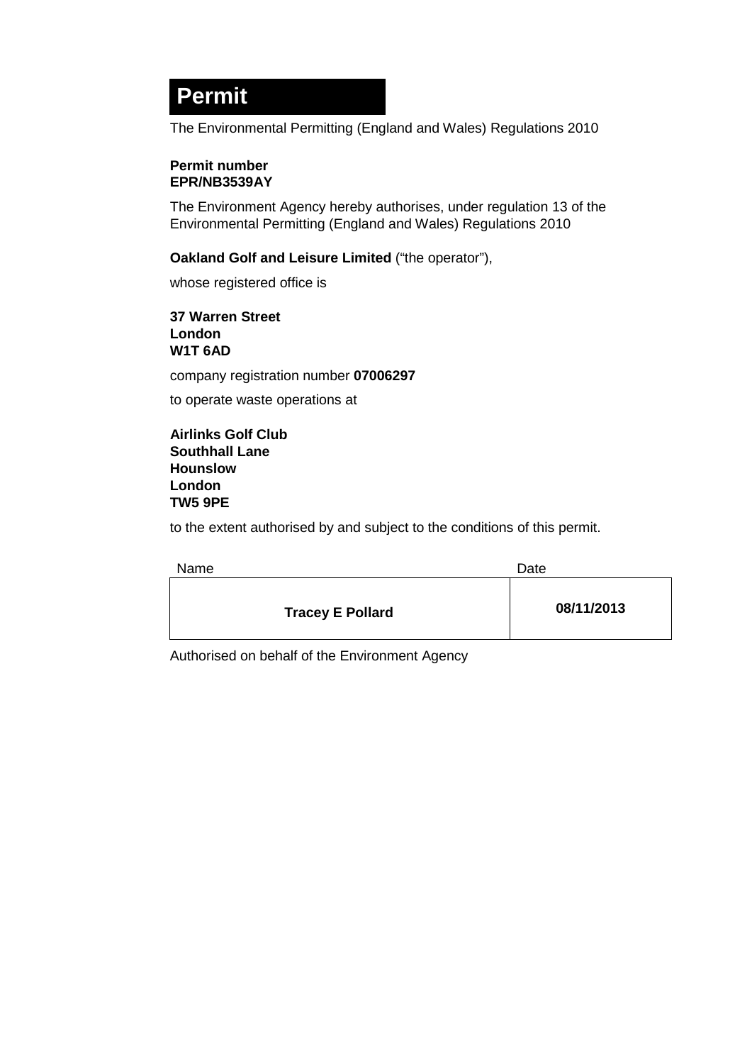# Permit

The Environmental Permitting (England and Wales) Regulations 2010

**Permit number**
**EPR/NB3539AY**

The Environment Agency hereby authorises, under regulation 13 of the Environmental Permitting (England and Wales) Regulations 2010

**Oakland Golf and Leisure Limited** ("the operator"),

whose registered office is

**37 Warren Street**
**London**
**W1T 6AD**

company registration number **07006297**

to operate waste operations at

**Airlinks Golf Club**
**Southhall Lane**
**Hounslow**
**London**
**TW5 9PE**

to the extent authorised by and subject to the conditions of this permit.

| Name | Date |
| --- | --- |
| **Tracey E Pollard** | **08/11/2013** |

Authorised on behalf of the Environment Agency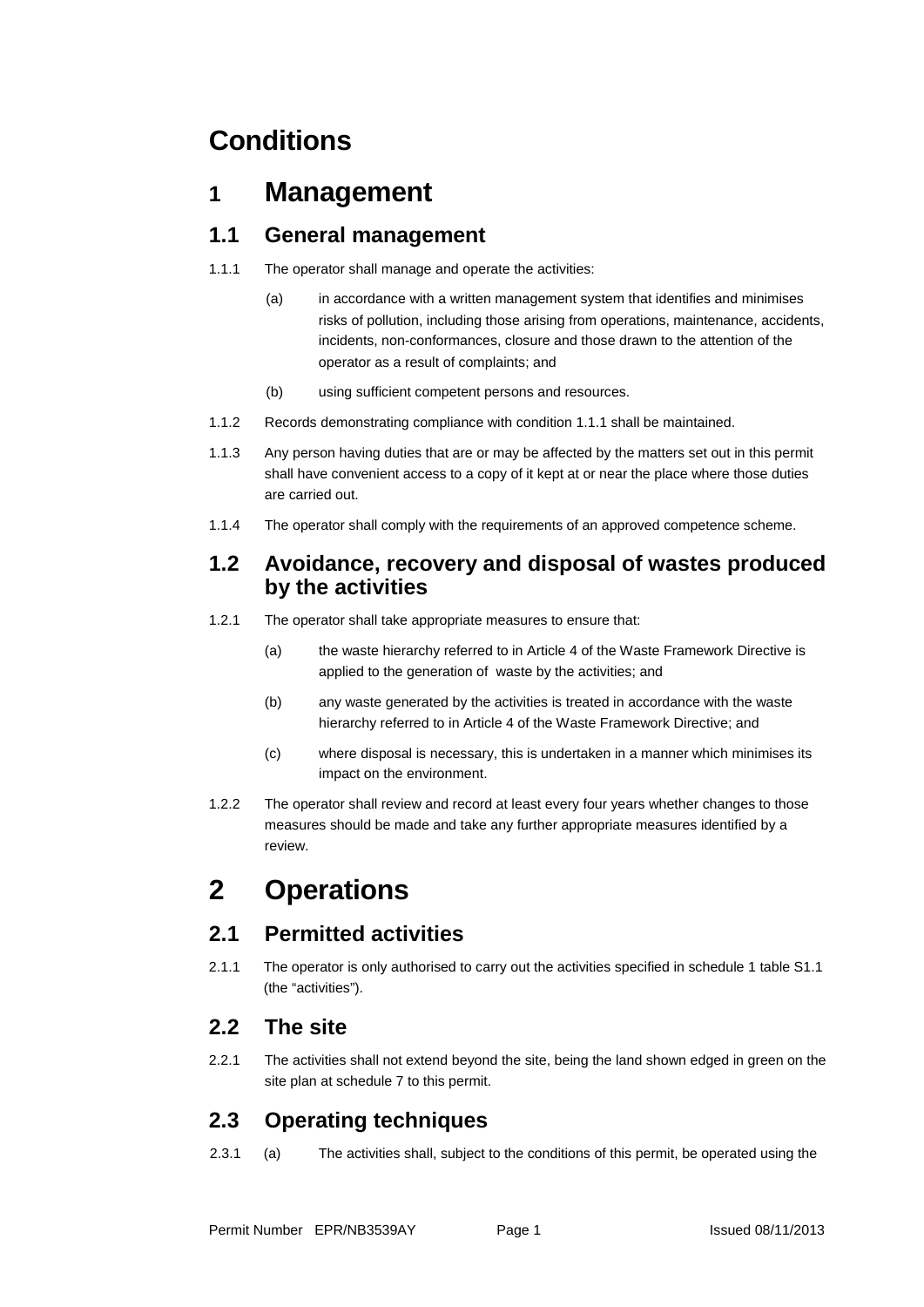# Conditions

# 1 Management

## 1.1 General management

1.1.1 The operator shall manage and operate the activities:

(a) in accordance with a written management system that identifies and minimises risks of pollution, including those arising from operations, maintenance, accidents, incidents, non-conformances, closure and those drawn to the attention of the operator as a result of complaints; and

(b) using sufficient competent persons and resources.

1.1.2 Records demonstrating compliance with condition 1.1.1 shall be maintained.

1.1.3 Any person having duties that are or may be affected by the matters set out in this permit shall have convenient access to a copy of it kept at or near the place where those duties are carried out.

1.1.4 The operator shall comply with the requirements of an approved competence scheme.

## 1.2 Avoidance, recovery and disposal of wastes produced by the activities

1.2.1 The operator shall take appropriate measures to ensure that:

(a) the waste hierarchy referred to in Article 4 of the Waste Framework Directive is applied to the generation of waste by the activities; and

(b) any waste generated by the activities is treated in accordance with the waste hierarchy referred to in Article 4 of the Waste Framework Directive; and

(c) where disposal is necessary, this is undertaken in a manner which minimises its impact on the environment.

1.2.2 The operator shall review and record at least every four years whether changes to those measures should be made and take any further appropriate measures identified by a review.

# 2 Operations

## 2.1 Permitted activities

2.1.1 The operator is only authorised to carry out the activities specified in schedule 1 table S1.1 (the "activities").

## 2.2 The site

2.2.1 The activities shall not extend beyond the site, being the land shown edged in green on the site plan at schedule 7 to this permit.

## 2.3 Operating techniques

2.3.1 (a) The activities shall, subject to the conditions of this permit, be operated using the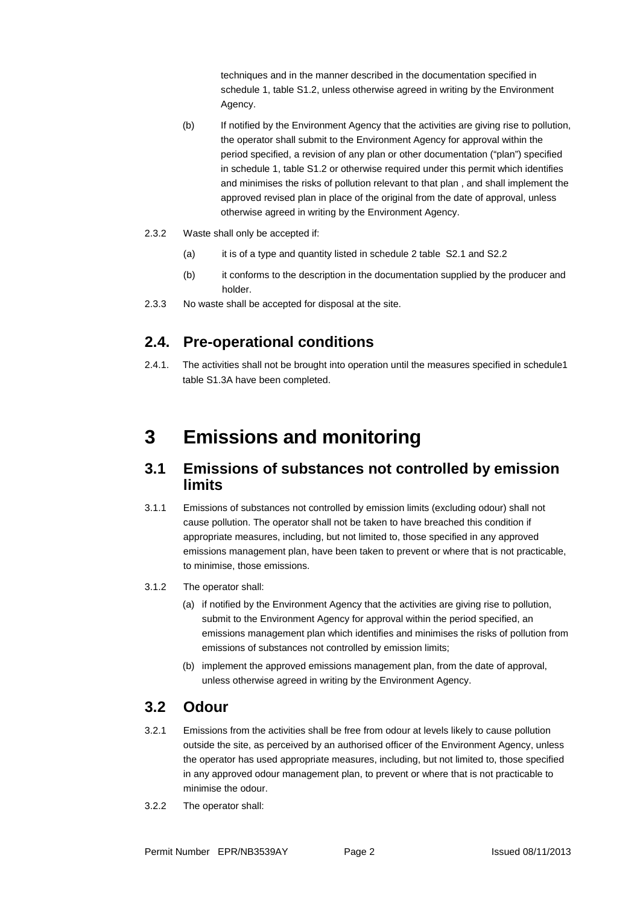techniques and in the manner described in the documentation specified in schedule 1, table S1.2, unless otherwise agreed in writing by the Environment Agency.

(b) If notified by the Environment Agency that the activities are giving rise to pollution, the operator shall submit to the Environment Agency for approval within the period specified, a revision of any plan or other documentation ("plan") specified in schedule 1, table S1.2 or otherwise required under this permit which identifies and minimises the risks of pollution relevant to that plan , and shall implement the approved revised plan in place of the original from the date of approval, unless otherwise agreed in writing by the Environment Agency.

2.3.2 Waste shall only be accepted if:

(a) it is of a type and quantity listed in schedule 2 table S2.1 and S2.2

(b) it conforms to the description in the documentation supplied by the producer and holder.

2.3.3 No waste shall be accepted for disposal at the site.

## 2.4. Pre-operational conditions

2.4.1. The activities shall not be brought into operation until the measures specified in schedule1 table S1.3A have been completed.

# 3 Emissions and monitoring

## 3.1 Emissions of substances not controlled by emission limits

3.1.1 Emissions of substances not controlled by emission limits (excluding odour) shall not cause pollution. The operator shall not be taken to have breached this condition if appropriate measures, including, but not limited to, those specified in any approved emissions management plan, have been taken to prevent or where that is not practicable, to minimise, those emissions.

3.1.2 The operator shall:

(a) if notified by the Environment Agency that the activities are giving rise to pollution, submit to the Environment Agency for approval within the period specified, an emissions management plan which identifies and minimises the risks of pollution from emissions of substances not controlled by emission limits;

(b) implement the approved emissions management plan, from the date of approval, unless otherwise agreed in writing by the Environment Agency.

## 3.2 Odour

3.2.1 Emissions from the activities shall be free from odour at levels likely to cause pollution outside the site, as perceived by an authorised officer of the Environment Agency, unless the operator has used appropriate measures, including, but not limited to, those specified in any approved odour management plan, to prevent or where that is not practicable to minimise the odour.

3.2.2 The operator shall: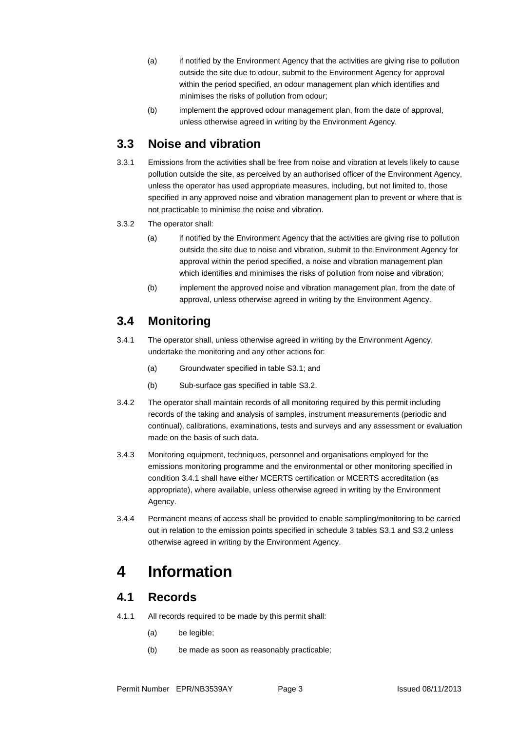(a) if notified by the Environment Agency that the activities are giving rise to pollution outside the site due to odour, submit to the Environment Agency for approval within the period specified, an odour management plan which identifies and minimises the risks of pollution from odour;

(b) implement the approved odour management plan, from the date of approval, unless otherwise agreed in writing by the Environment Agency.

## 3.3 Noise and vibration

3.3.1 Emissions from the activities shall be free from noise and vibration at levels likely to cause pollution outside the site, as perceived by an authorised officer of the Environment Agency, unless the operator has used appropriate measures, including, but not limited to, those specified in any approved noise and vibration management plan to prevent or where that is not practicable to minimise the noise and vibration.

3.3.2 The operator shall:

(a) if notified by the Environment Agency that the activities are giving rise to pollution outside the site due to noise and vibration, submit to the Environment Agency for approval within the period specified, a noise and vibration management plan which identifies and minimises the risks of pollution from noise and vibration;

(b) implement the approved noise and vibration management plan, from the date of approval, unless otherwise agreed in writing by the Environment Agency.

## 3.4 Monitoring

3.4.1 The operator shall, unless otherwise agreed in writing by the Environment Agency, undertake the monitoring and any other actions for:

(a) Groundwater specified in table S3.1; and

(b) Sub-surface gas specified in table S3.2.

3.4.2 The operator shall maintain records of all monitoring required by this permit including records of the taking and analysis of samples, instrument measurements (periodic and continual), calibrations, examinations, tests and surveys and any assessment or evaluation made on the basis of such data.

3.4.3 Monitoring equipment, techniques, personnel and organisations employed for the emissions monitoring programme and the environmental or other monitoring specified in condition 3.4.1 shall have either MCERTS certification or MCERTS accreditation (as appropriate), where available, unless otherwise agreed in writing by the Environment Agency.

3.4.4 Permanent means of access shall be provided to enable sampling/monitoring to be carried out in relation to the emission points specified in schedule 3 tables S3.1 and S3.2 unless otherwise agreed in writing by the Environment Agency.

# 4 Information

## 4.1 Records

4.1.1 All records required to be made by this permit shall:

(a) be legible;

(b) be made as soon as reasonably practicable;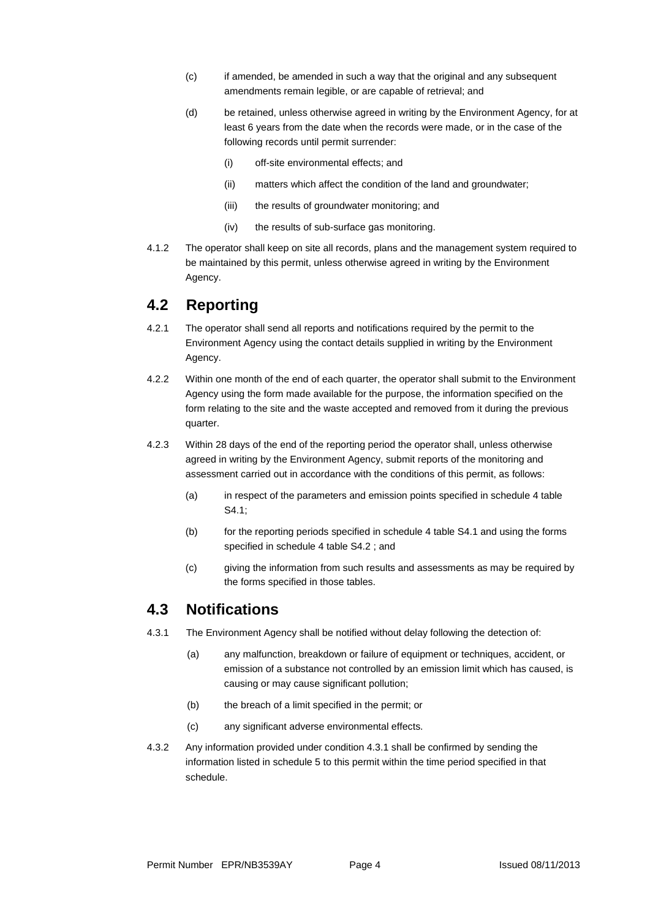(c) if amended, be amended in such a way that the original and any subsequent amendments remain legible, or are capable of retrieval; and

(d) be retained, unless otherwise agreed in writing by the Environment Agency, for at least 6 years from the date when the records were made, or in the case of the following records until permit surrender:

(i) off-site environmental effects; and

(ii) matters which affect the condition of the land and groundwater;

(iii) the results of groundwater monitoring; and

(iv) the results of sub-surface gas monitoring.

4.1.2 The operator shall keep on site all records, plans and the management system required to be maintained by this permit, unless otherwise agreed in writing by the Environment Agency.

## 4.2 Reporting

4.2.1 The operator shall send all reports and notifications required by the permit to the Environment Agency using the contact details supplied in writing by the Environment Agency.

4.2.2 Within one month of the end of each quarter, the operator shall submit to the Environment Agency using the form made available for the purpose, the information specified on the form relating to the site and the waste accepted and removed from it during the previous quarter.

4.2.3 Within 28 days of the end of the reporting period the operator shall, unless otherwise agreed in writing by the Environment Agency, submit reports of the monitoring and assessment carried out in accordance with the conditions of this permit, as follows:

(a) in respect of the parameters and emission points specified in schedule 4 table S4.1;

(b) for the reporting periods specified in schedule 4 table S4.1 and using the forms specified in schedule 4 table S4.2 ; and

(c) giving the information from such results and assessments as may be required by the forms specified in those tables.

## 4.3 Notifications

4.3.1 The Environment Agency shall be notified without delay following the detection of:

(a) any malfunction, breakdown or failure of equipment or techniques, accident, or emission of a substance not controlled by an emission limit which has caused, is causing or may cause significant pollution;

(b) the breach of a limit specified in the permit; or

(c) any significant adverse environmental effects.

4.3.2 Any information provided under condition 4.3.1 shall be confirmed by sending the information listed in schedule 5 to this permit within the time period specified in that schedule.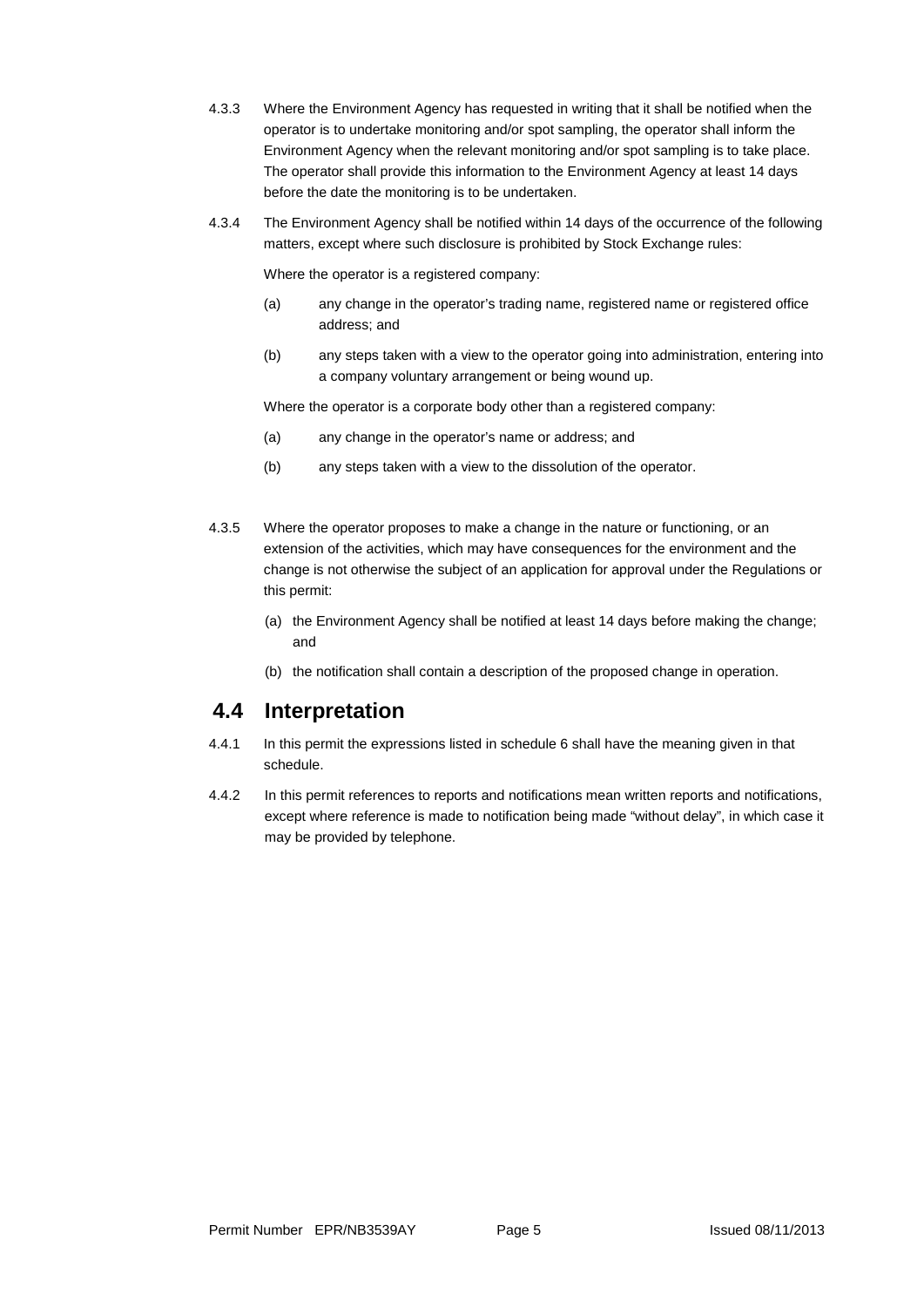4.3.3 Where the Environment Agency has requested in writing that it shall be notified when the operator is to undertake monitoring and/or spot sampling, the operator shall inform the Environment Agency when the relevant monitoring and/or spot sampling is to take place. The operator shall provide this information to the Environment Agency at least 14 days before the date the monitoring is to be undertaken.

4.3.4 The Environment Agency shall be notified within 14 days of the occurrence of the following matters, except where such disclosure is prohibited by Stock Exchange rules:

Where the operator is a registered company:

(a) any change in the operator's trading name, registered name or registered office address; and

(b) any steps taken with a view to the operator going into administration, entering into a company voluntary arrangement or being wound up.

Where the operator is a corporate body other than a registered company:

(a) any change in the operator's name or address; and

(b) any steps taken with a view to the dissolution of the operator.

4.3.5 Where the operator proposes to make a change in the nature or functioning, or an extension of the activities, which may have consequences for the environment and the change is not otherwise the subject of an application for approval under the Regulations or this permit:

(a) the Environment Agency shall be notified at least 14 days before making the change; and

(b) the notification shall contain a description of the proposed change in operation.

## 4.4 Interpretation

4.4.1 In this permit the expressions listed in schedule 6 shall have the meaning given in that schedule.

4.4.2 In this permit references to reports and notifications mean written reports and notifications, except where reference is made to notification being made "without delay", in which case it may be provided by telephone.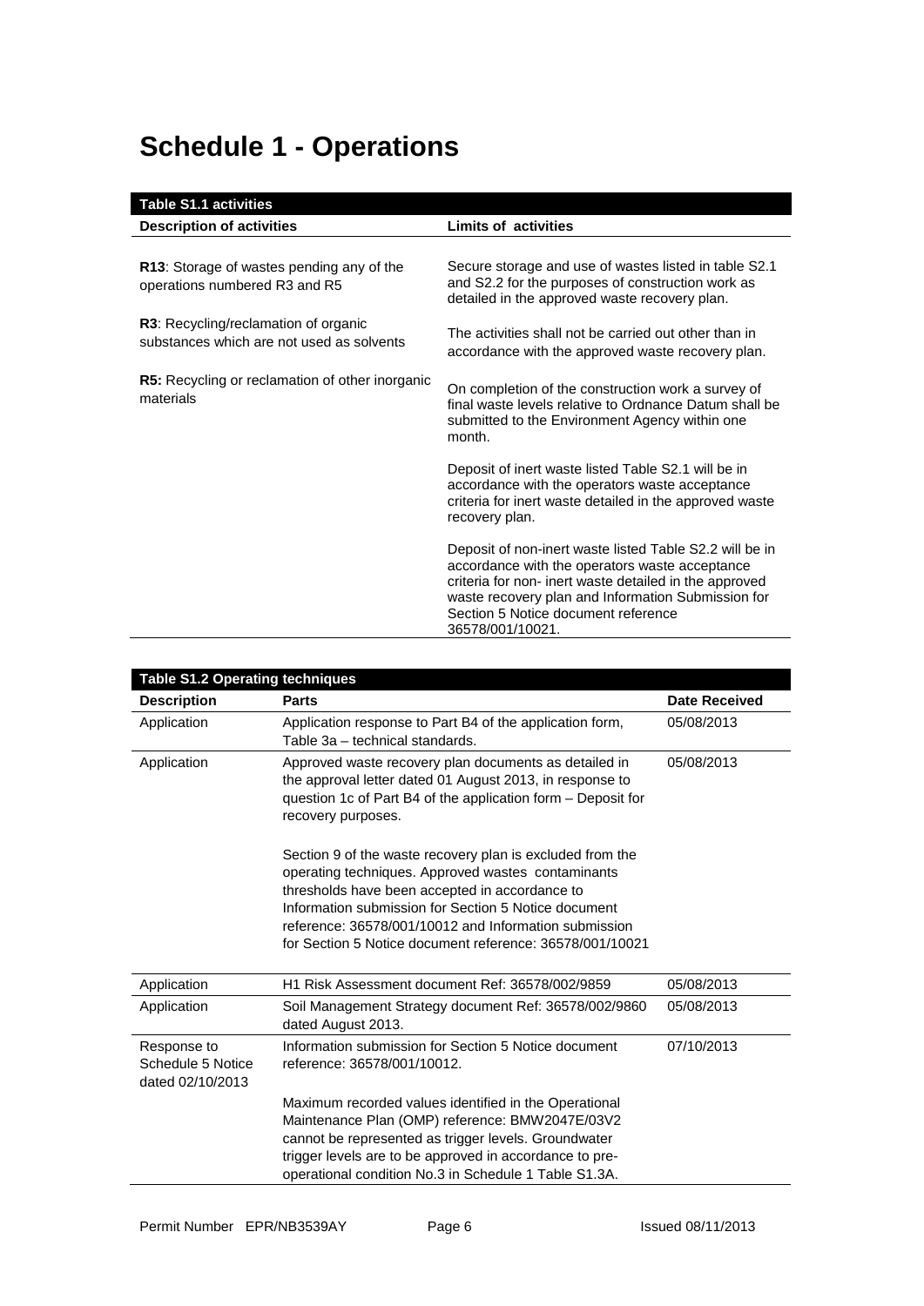# Schedule 1 - Operations

| Table S1.1 activities | |
|---|---|
| **Description of activities** | **Limits of activities** |
| **R13**: Storage of wastes pending any of the operations numbered R3 and R5<br><br>**R3**: Recycling/reclamation of organic substances which are not used as solvents<br><br>**R5:** Recycling or reclamation of other inorganic materials | Secure storage and use of wastes listed in table S2.1 and S2.2 for the purposes of construction work as detailed in the approved waste recovery plan.<br><br>The activities shall not be carried out other than in accordance with the approved waste recovery plan.<br><br>On completion of the construction work a survey of final waste levels relative to Ordnance Datum shall be submitted to the Environment Agency within one month.<br><br>Deposit of inert waste listed Table S2.1 will be in accordance with the operators waste acceptance criteria for inert waste detailed in the approved waste recovery plan.<br><br>Deposit of non-inert waste listed Table S2.2 will be in accordance with the operators waste acceptance criteria for non- inert waste detailed in the approved waste recovery plan and Information Submission for Section 5 Notice document reference 36578/001/10021. |

| Table S1.2 Operating techniques | | |
|---|---|---|
| **Description** | **Parts** | **Date Received** |
| Application | Application response to Part B4 of the application form, Table 3a – technical standards. | 05/08/2013 |
| Application | Approved waste recovery plan documents as detailed in the approval letter dated 01 August 2013, in response to question 1c of Part B4 of the application form – Deposit for recovery purposes.<br><br>Section 9 of the waste recovery plan is excluded from the operating techniques. Approved wastes contaminants thresholds have been accepted in accordance to Information submission for Section 5 Notice document reference: 36578/001/10012 and Information submission for Section 5 Notice document reference: 36578/001/10021 | 05/08/2013 |
| Application | H1 Risk Assessment document Ref: 36578/002/9859 | 05/08/2013 |
| Application | Soil Management Strategy document Ref: 36578/002/9860 dated August 2013. | 05/08/2013 |
| Response to Schedule 5 Notice dated 02/10/2013 | Information submission for Section 5 Notice document reference: 36578/001/10012.<br><br>Maximum recorded values identified in the Operational Maintenance Plan (OMP) reference: BMW2047E/03V2 cannot be represented as trigger levels. Groundwater trigger levels are to be approved in accordance to pre-operational condition No.3 in Schedule 1 Table S1.3A. | 07/10/2013 |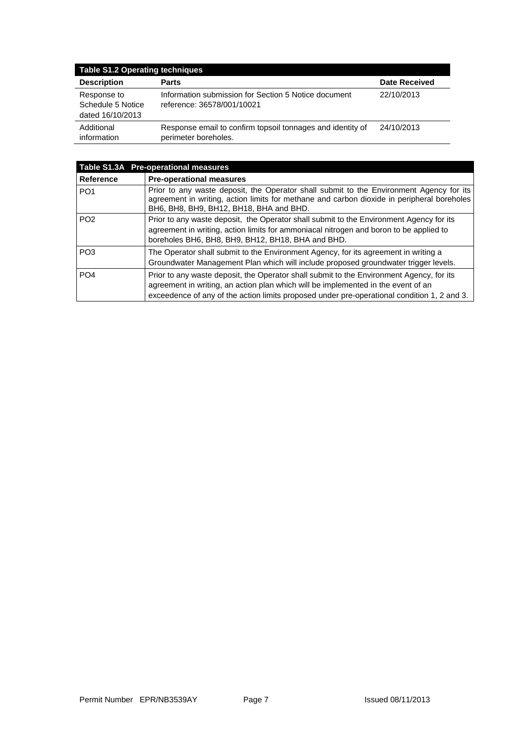| Table S1.2 Operating techniques | | |
|---|---|---|
| **Description** | **Parts** | **Date Received** |
| Response to Schedule 5 Notice dated 16/10/2013 | Information submission for Section 5 Notice document reference: 36578/001/10021 | 22/10/2013 |
| Additional information | Response email to confirm topsoil tonnages and identity of perimeter boreholes. | 24/10/2013 |

| Table S1.3A Pre-operational measures | |
|---|---|
| **Reference** | **Pre-operational measures** |
| PO1 | Prior to any waste deposit, the Operator shall submit to the Environment Agency for its agreement in writing, action limits for methane and carbon dioxide in peripheral boreholes BH6, BH8, BH9, BH12, BH18, BHA and BHD. |
| PO2 | Prior to any waste deposit, the Operator shall submit to the Environment Agency for its agreement in writing, action limits for ammoniacal nitrogen and boron to be applied to boreholes BH6, BH8, BH9, BH12, BH18, BHA and BHD. |
| PO3 | The Operator shall submit to the Environment Agency, for its agreement in writing a Groundwater Management Plan which will include proposed groundwater trigger levels. |
| PO4 | Prior to any waste deposit, the Operator shall submit to the Environment Agency, for its agreement in writing, an action plan which will be implemented in the event of an exceedence of any of the action limits proposed under pre-operational condition 1, 2 and 3. |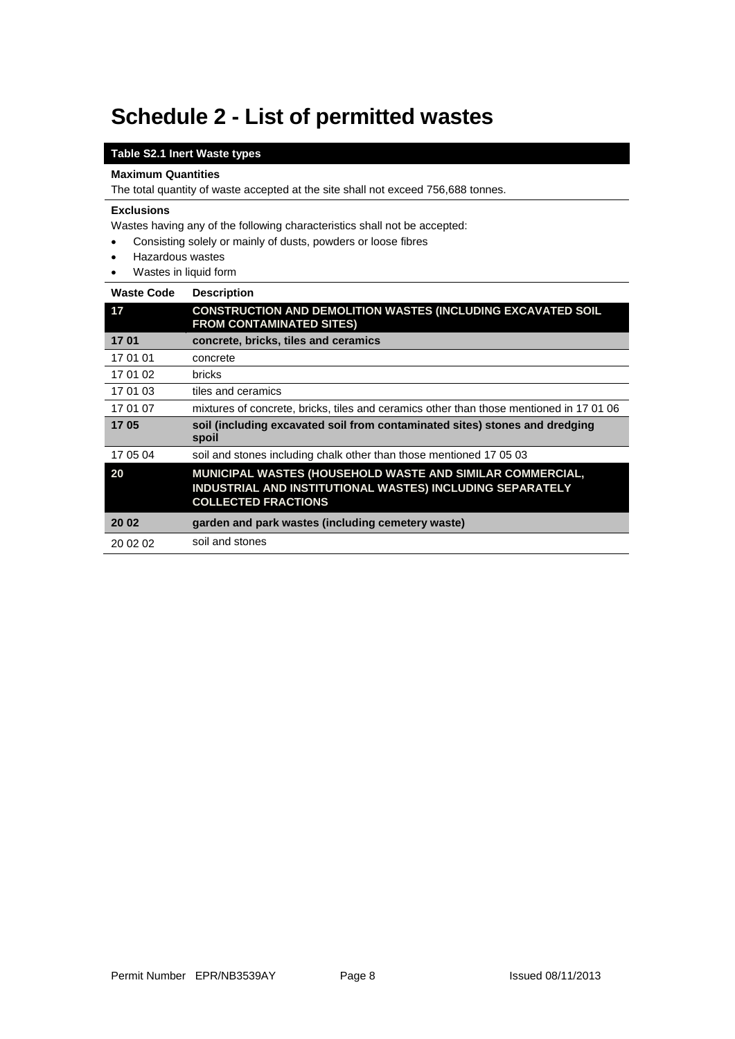# Schedule 2 - List of permitted wastes

| Table S2.1 Inert Waste types | |
|---|---|
| **Maximum Quantities**<br>The total quantity of waste accepted at the site shall not exceed 756,688 tonnes. | |
| **Exclusions**<br>Wastes having any of the following characteristics shall not be accepted:<br>• Consisting solely or mainly of dusts, powders or loose fibres<br>• Hazardous wastes<br>• Wastes in liquid form | |
| **Waste Code** | **Description** |
| **17** | **CONSTRUCTION AND DEMOLITION WASTES (INCLUDING EXCAVATED SOIL FROM CONTAMINATED SITES)** |
| **17 01** | **concrete, bricks, tiles and ceramics** |
| 17 01 01 | concrete |
| 17 01 02 | bricks |
| 17 01 03 | tiles and ceramics |
| 17 01 07 | mixtures of concrete, bricks, tiles and ceramics other than those mentioned in 17 01 06 |
| **17 05** | **soil (including excavated soil from contaminated sites) stones and dredging spoil** |
| 17 05 04 | soil and stones including chalk other than those mentioned 17 05 03 |
| **20** | **MUNICIPAL WASTES (HOUSEHOLD WASTE AND SIMILAR COMMERCIAL, INDUSTRIAL AND INSTITUTIONAL WASTES) INCLUDING SEPARATELY COLLECTED FRACTIONS** |
| **20 02** | **garden and park wastes (including cemetery waste)** |
| 20 02 02 | soil and stones |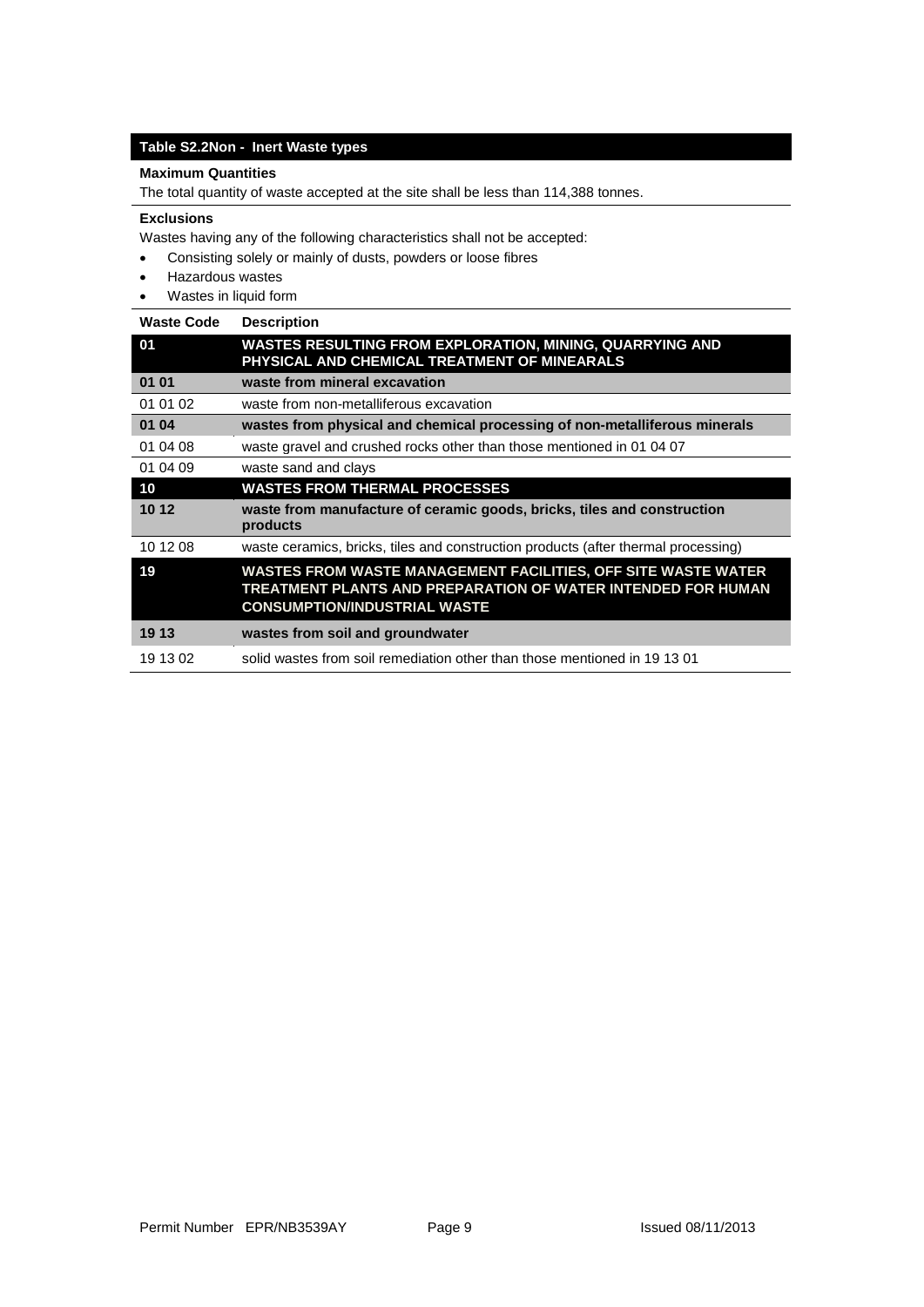### Table S2.2Non - Inert Waste types

**Maximum Quantities**

The total quantity of waste accepted at the site shall be less than 114,388 tonnes.

**Exclusions**

Wastes having any of the following characteristics shall not be accepted:

- Consisting solely or mainly of dusts, powders or loose fibres
- Hazardous wastes
- Wastes in liquid form

| Waste Code | Description |
|---|---|
| **01** | **WASTES RESULTING FROM EXPLORATION, MINING, QUARRYING AND PHYSICAL AND CHEMICAL TREATMENT OF MINEARALS** |
| **01 01** | **waste from mineral excavation** |
| 01 01 02 | waste from non-metalliferous excavation |
| **01 04** | **wastes from physical and chemical processing of non-metalliferous minerals** |
| 01 04 08 | waste gravel and crushed rocks other than those mentioned in 01 04 07 |
| 01 04 09 | waste sand and clays |
| **10** | **WASTES FROM THERMAL PROCESSES** |
| **10 12** | **waste from manufacture of ceramic goods, bricks, tiles and construction products** |
| 10 12 08 | waste ceramics, bricks, tiles and construction products (after thermal processing) |
| **19** | **WASTES FROM WASTE MANAGEMENT FACILITIES, OFF SITE WASTE WATER TREATMENT PLANTS AND PREPARATION OF WATER INTENDED FOR HUMAN CONSUMPTION/INDUSTRIAL WASTE** |
| **19 13** | **wastes from soil and groundwater** |
| 19 13 02 | solid wastes from soil remediation other than those mentioned in 19 13 01 |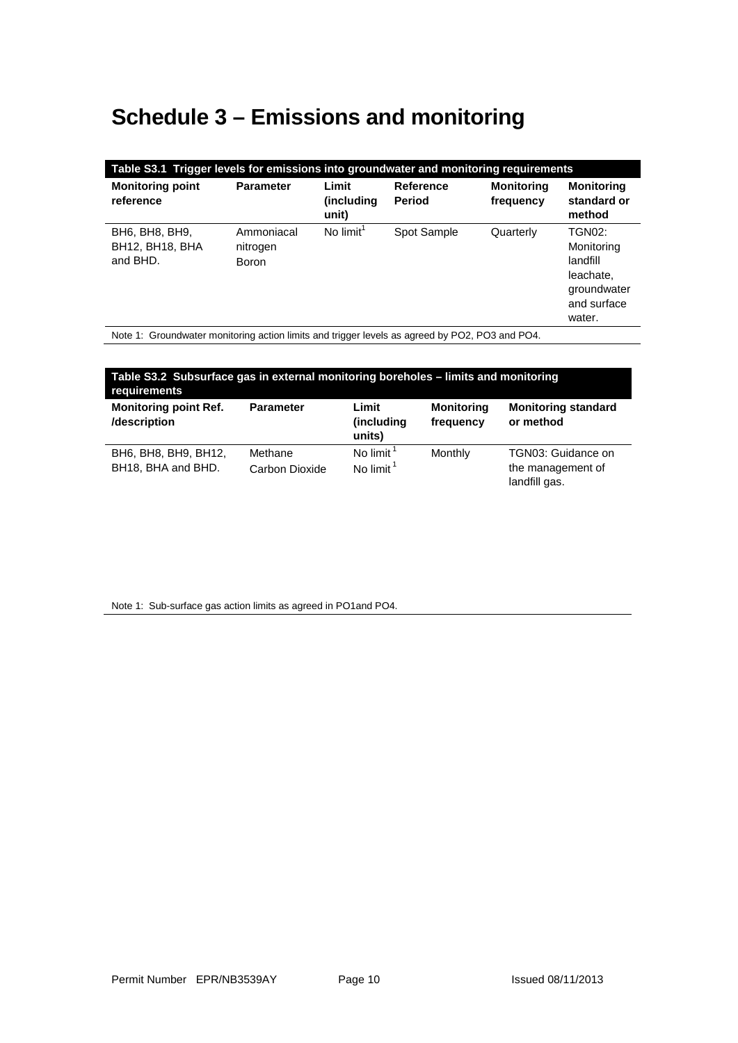# Schedule 3 – Emissions and monitoring

**Table S3.1 Trigger levels for emissions into groundwater and monitoring requirements**

| Monitoring point reference | Parameter | Limit (including unit) | Reference Period | Monitoring frequency | Monitoring standard or method |
|---|---|---|---|---|---|
| BH6, BH8, BH9, BH12, BH18, BHA and BHD. | Ammoniacal nitrogen<br>Boron | No limit[1] | Spot Sample | Quarterly | TGN02: Monitoring landfill leachate, groundwater and surface water. |

Note 1: Groundwater monitoring action limits and trigger levels as agreed by PO2, PO3 and PO4.

**Table S3.2 Subsurface gas in external monitoring boreholes – limits and monitoring requirements**

| Monitoring point Ref. /description | Parameter | Limit (including units) | Monitoring frequency | Monitoring standard or method |
|---|---|---|---|---|
| BH6, BH8, BH9, BH12, BH18, BHA and BHD. | Methane<br>Carbon Dioxide | No limit[1]<br>No limit[1] | Monthly | TGN03: Guidance on the management of landfill gas. |

Note 1: Sub-surface gas action limits as agreed in PO1and PO4.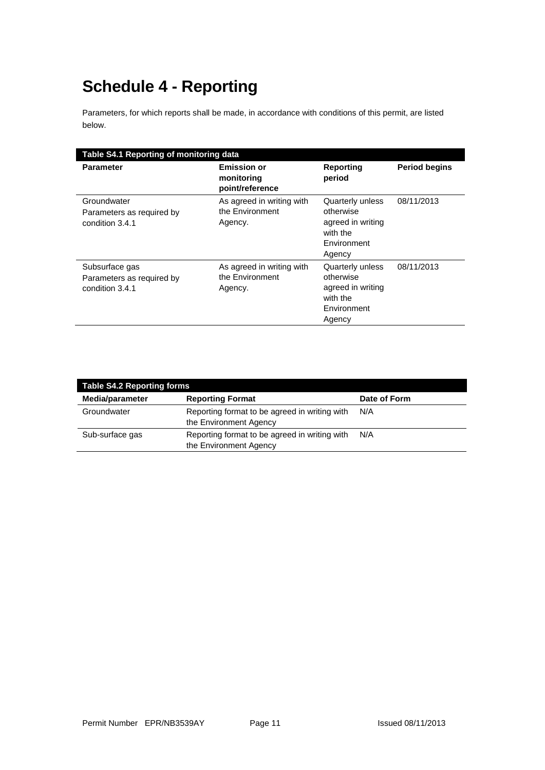# Schedule 4 - Reporting

Parameters, for which reports shall be made, in accordance with conditions of this permit, are listed below.

| Table S4.1 Reporting of monitoring data | | | |
|---|---|---|---|
| **Parameter** | **Emission or monitoring point/reference** | **Reporting period** | **Period begins** |
| Groundwater Parameters as required by condition 3.4.1 | As agreed in writing with the Environment Agency. | Quarterly unless otherwise agreed in writing with the Environment Agency | 08/11/2013 |
| Subsurface gas Parameters as required by condition 3.4.1 | As agreed in writing with the Environment Agency. | Quarterly unless otherwise agreed in writing with the Environment Agency | 08/11/2013 |

| Table S4.2 Reporting forms | | |
|---|---|---|
| **Media/parameter** | **Reporting Format** | **Date of Form** |
| Groundwater | Reporting format to be agreed in writing with the Environment Agency | N/A |
| Sub-surface gas | Reporting format to be agreed in writing with the Environment Agency | N/A |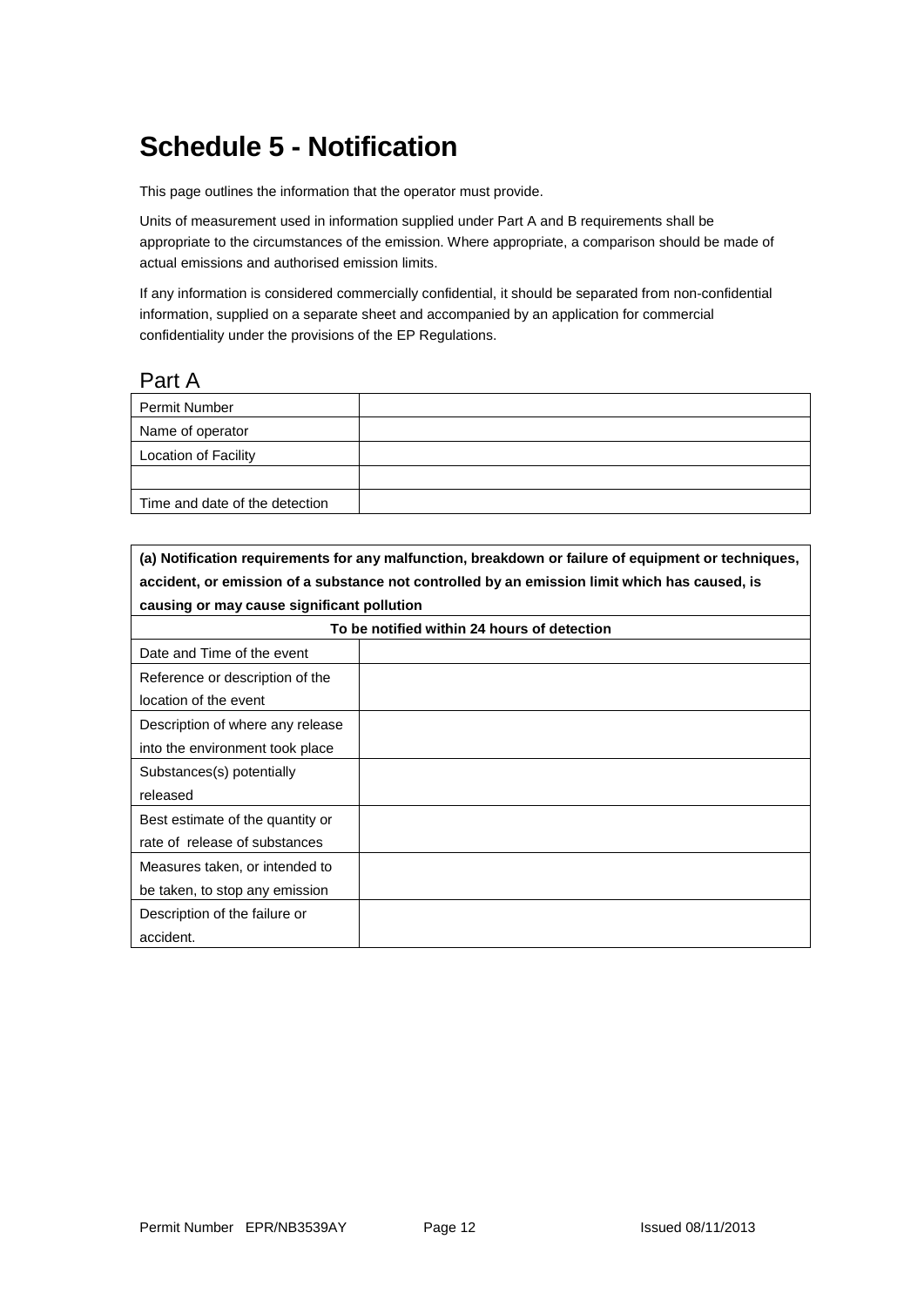# Schedule 5 - Notification

This page outlines the information that the operator must provide.

Units of measurement used in information supplied under Part A and B requirements shall be appropriate to the circumstances of the emission. Where appropriate, a comparison should be made of actual emissions and authorised emission limits.

If any information is considered commercially confidential, it should be separated from non-confidential information, supplied on a separate sheet and accompanied by an application for commercial confidentiality under the provisions of the EP Regulations.

## Part A

| Permit Number | |
|---|---|
| Name of operator | |
| Location of Facility | |
| | |
| Time and date of the detection | |

| **(a) Notification requirements for any malfunction, breakdown or failure of equipment or techniques, accident, or emission of a substance not controlled by an emission limit which has caused, is causing or may cause significant pollution** | |
|---|---|
| **To be notified within 24 hours of detection** | |
| Date and Time of the event | |
| Reference or description of the location of the event | |
| Description of where any release into the environment took place | |
| Substances(s) potentially released | |
| Best estimate of the quantity or rate of release of substances | |
| Measures taken, or intended to be taken, to stop any emission | |
| Description of the failure or accident. | |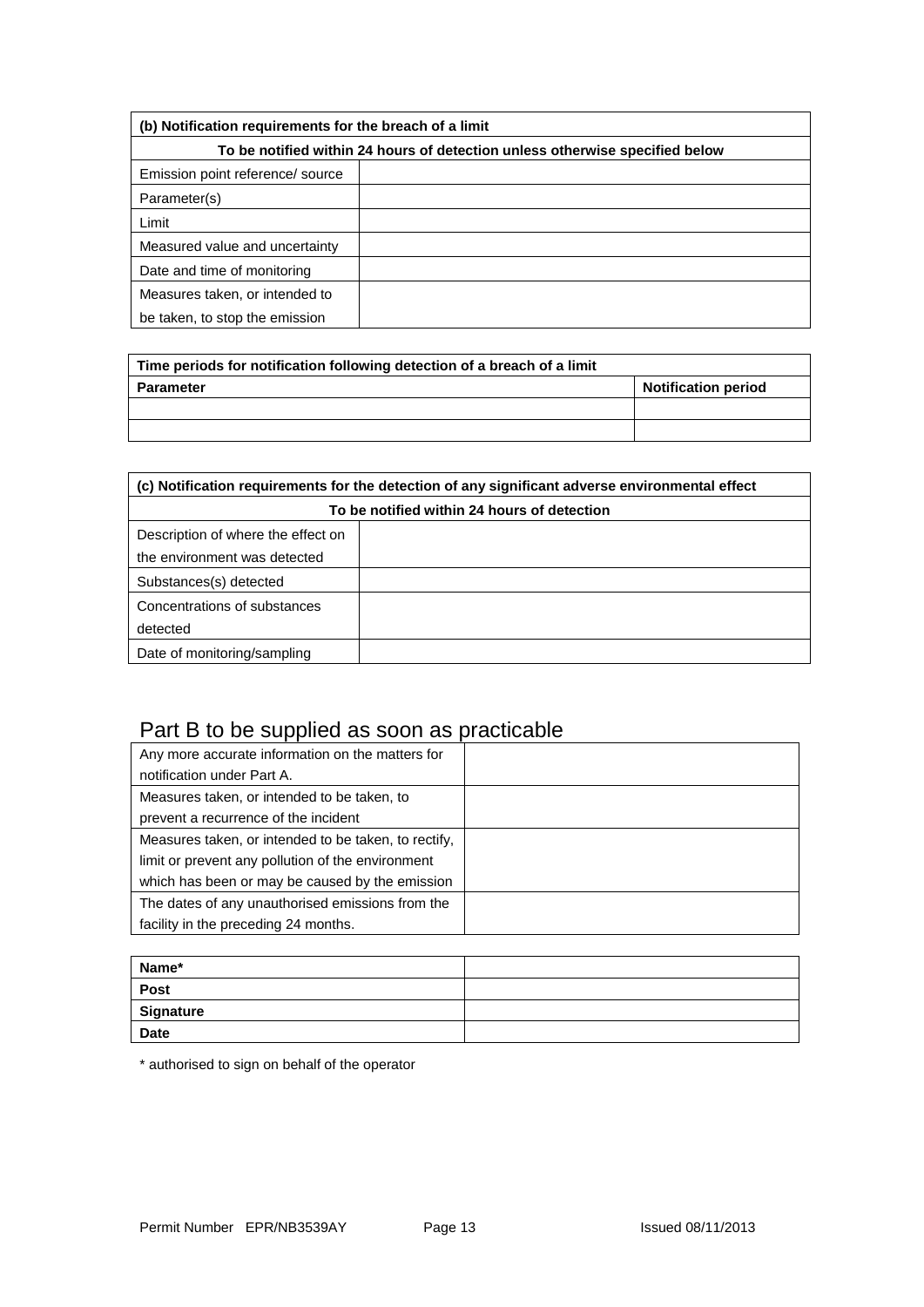| (b) Notification requirements for the breach of a limit | |
|---|---|
| **To be notified within 24 hours of detection unless otherwise specified below** | |
| Emission point reference/ source | |
| Parameter(s) | |
| Limit | |
| Measured value and uncertainty | |
| Date and time of monitoring | |
| Measures taken, or intended to be taken, to stop the emission | |

| Time periods for notification following detection of a breach of a limit | |
|---|---|
| **Parameter** | **Notification period** |
| | |
| | |

| (c) Notification requirements for the detection of any significant adverse environmental effect | |
|---|---|
| **To be notified within 24 hours of detection** | |
| Description of where the effect on the environment was detected | |
| Substances(s) detected | |
| Concentrations of substances detected | |
| Date of monitoring/sampling | |

## Part B to be supplied as soon as practicable

| | |
|---|---|
| Any more accurate information on the matters for notification under Part A. | |
| Measures taken, or intended to be taken, to prevent a recurrence of the incident | |
| Measures taken, or intended to be taken, to rectify, limit or prevent any pollution of the environment which has been or may be caused by the emission | |
| The dates of any unauthorised emissions from the facility in the preceding 24 months. | |

| | |
|---|---|
| **Name*** | |
| **Post** | |
| **Signature** | |
| **Date** | |

\* authorised to sign on behalf of the operator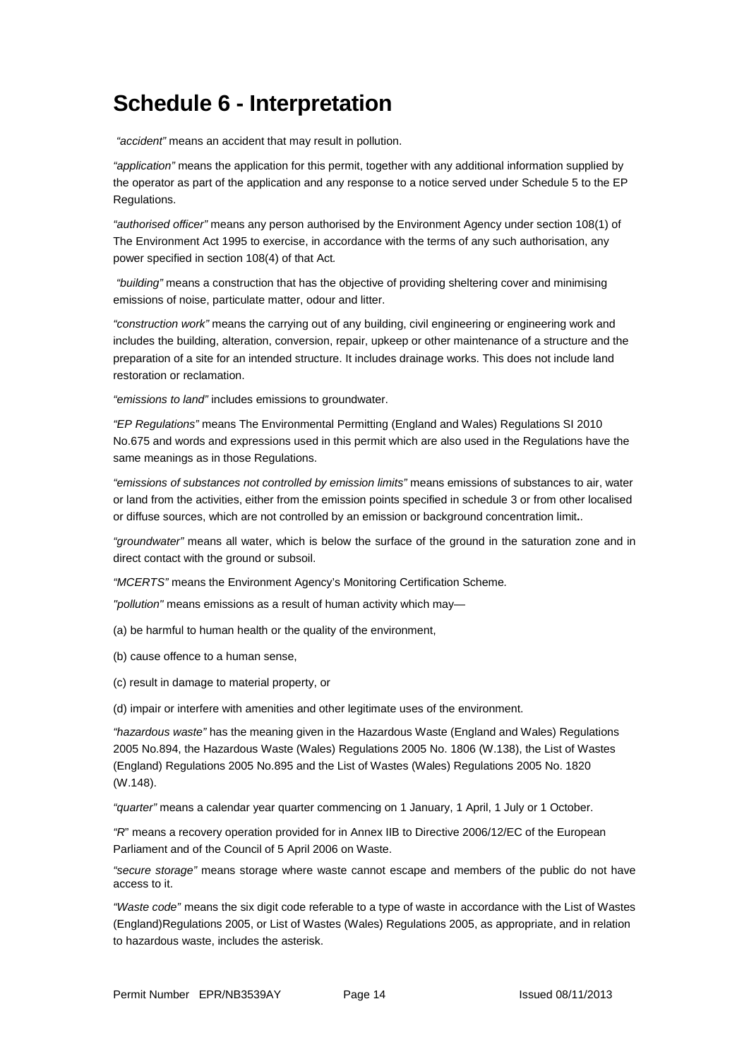# Schedule 6 - Interpretation

*"accident"* means an accident that may result in pollution.

*"application"* means the application for this permit, together with any additional information supplied by the operator as part of the application and any response to a notice served under Schedule 5 to the EP Regulations.

*"authorised officer"* means any person authorised by the Environment Agency under section 108(1) of The Environment Act 1995 to exercise, in accordance with the terms of any such authorisation, any power specified in section 108(4) of that Act.

*"building"* means a construction that has the objective of providing sheltering cover and minimising emissions of noise, particulate matter, odour and litter.

*"construction work"* means the carrying out of any building, civil engineering or engineering work and includes the building, alteration, conversion, repair, upkeep or other maintenance of a structure and the preparation of a site for an intended structure. It includes drainage works. This does not include land restoration or reclamation.

*"emissions to land"* includes emissions to groundwater.

*"EP Regulations"* means The Environmental Permitting (England and Wales) Regulations SI 2010 No.675 and words and expressions used in this permit which are also used in the Regulations have the same meanings as in those Regulations.

*"emissions of substances not controlled by emission limits"* means emissions of substances to air, water or land from the activities, either from the emission points specified in schedule 3 or from other localised or diffuse sources, which are not controlled by an emission or background concentration limit..

*"groundwater"* means all water, which is below the surface of the ground in the saturation zone and in direct contact with the ground or subsoil.

*"MCERTS"* means the Environment Agency's Monitoring Certification Scheme.

*"pollution"* means emissions as a result of human activity which may—

(a) be harmful to human health or the quality of the environment,

(b) cause offence to a human sense,

(c) result in damage to material property, or

(d) impair or interfere with amenities and other legitimate uses of the environment.

*"hazardous waste"* has the meaning given in the Hazardous Waste (England and Wales) Regulations 2005 No.894, the Hazardous Waste (Wales) Regulations 2005 No. 1806 (W.138), the List of Wastes (England) Regulations 2005 No.895 and the List of Wastes (Wales) Regulations 2005 No. 1820 (W.148).

*"quarter"* means a calendar year quarter commencing on 1 January, 1 April, 1 July or 1 October.

*"R"* means a recovery operation provided for in Annex IIB to Directive 2006/12/EC of the European Parliament and of the Council of 5 April 2006 on Waste.

*"secure storage"* means storage where waste cannot escape and members of the public do not have access to it.

*"Waste code"* means the six digit code referable to a type of waste in accordance with the List of Wastes (England)Regulations 2005, or List of Wastes (Wales) Regulations 2005, as appropriate, and in relation to hazardous waste, includes the asterisk.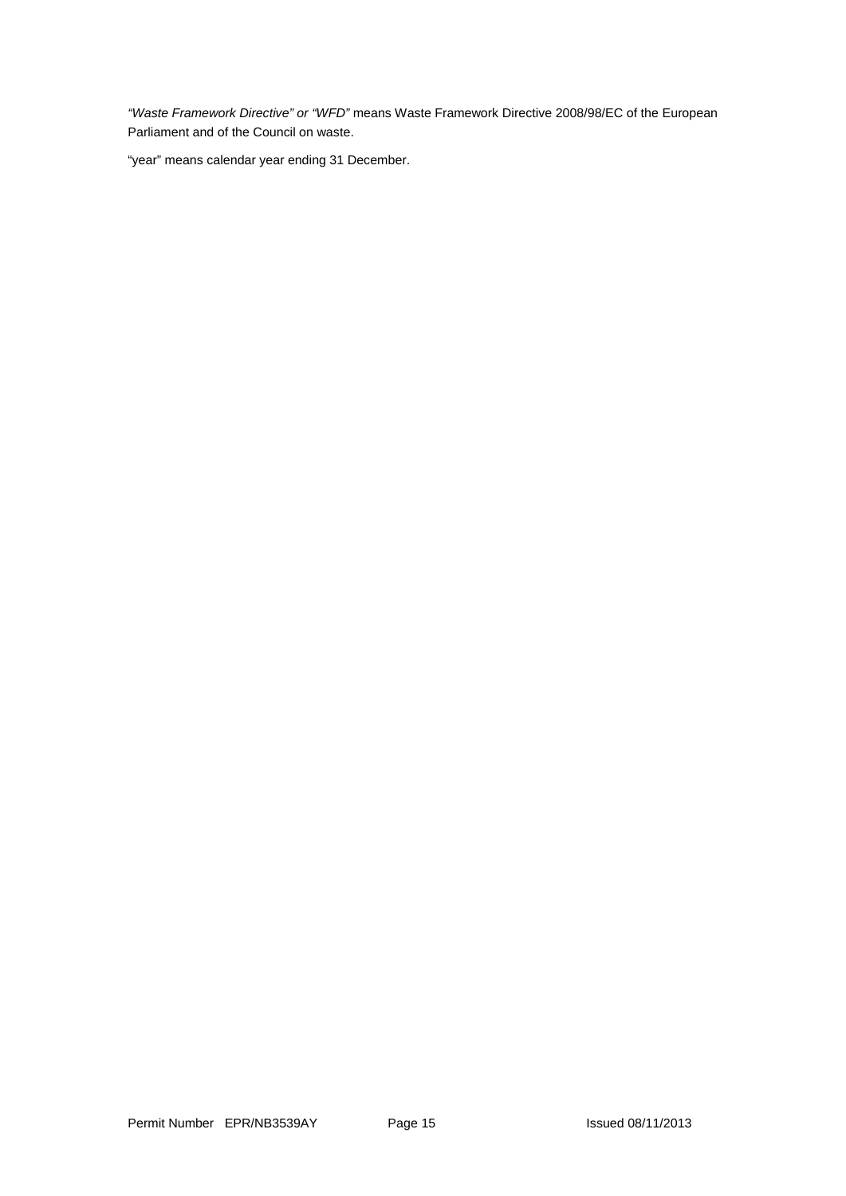*"Waste Framework Directive" or "WFD"* means Waste Framework Directive 2008/98/EC of the European Parliament and of the Council on waste.

"year" means calendar year ending 31 December.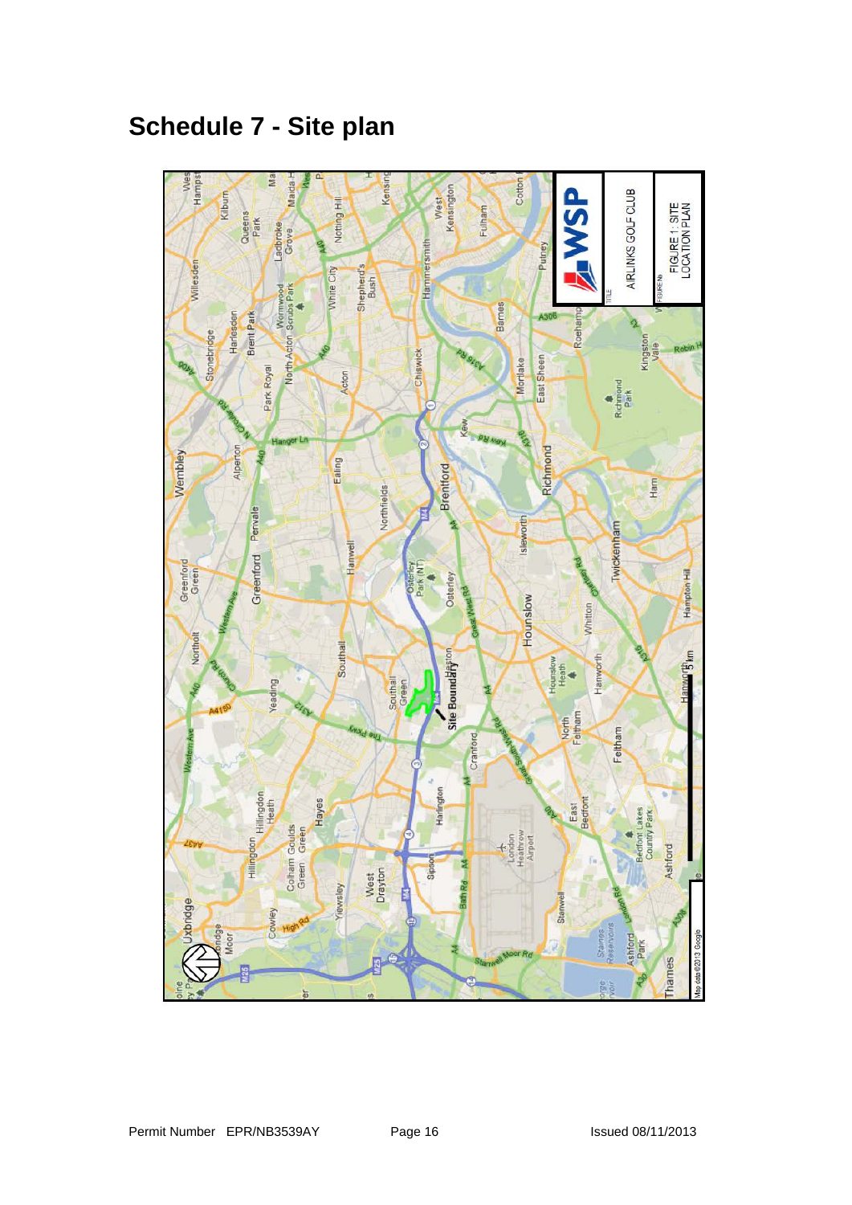# Schedule 7 - Site plan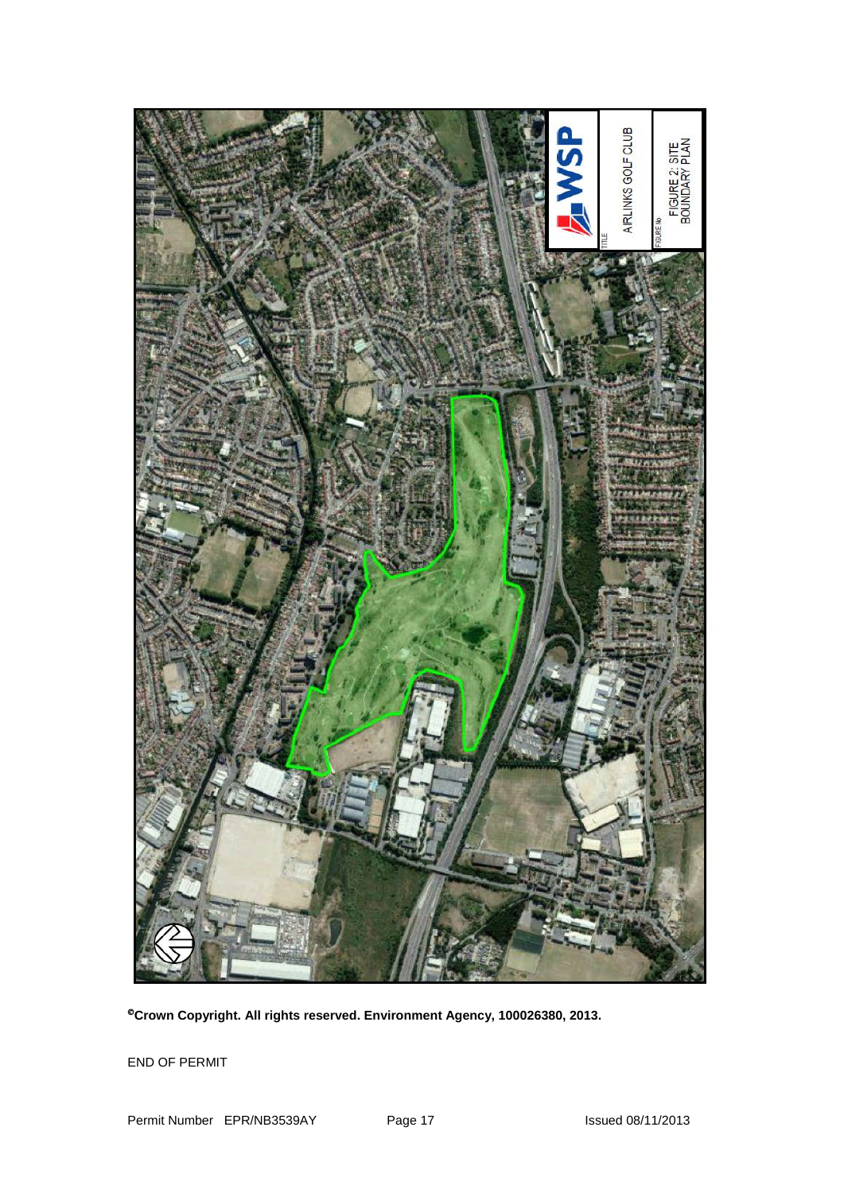WSP

TITLE

AIRLINKS GOLF CLUB

FIGURE No

FIGURE 2: SITE BOUNDARY PLAN

**©Crown Copyright. All rights reserved. Environment Agency, 100026380, 2013.**

END OF PERMIT